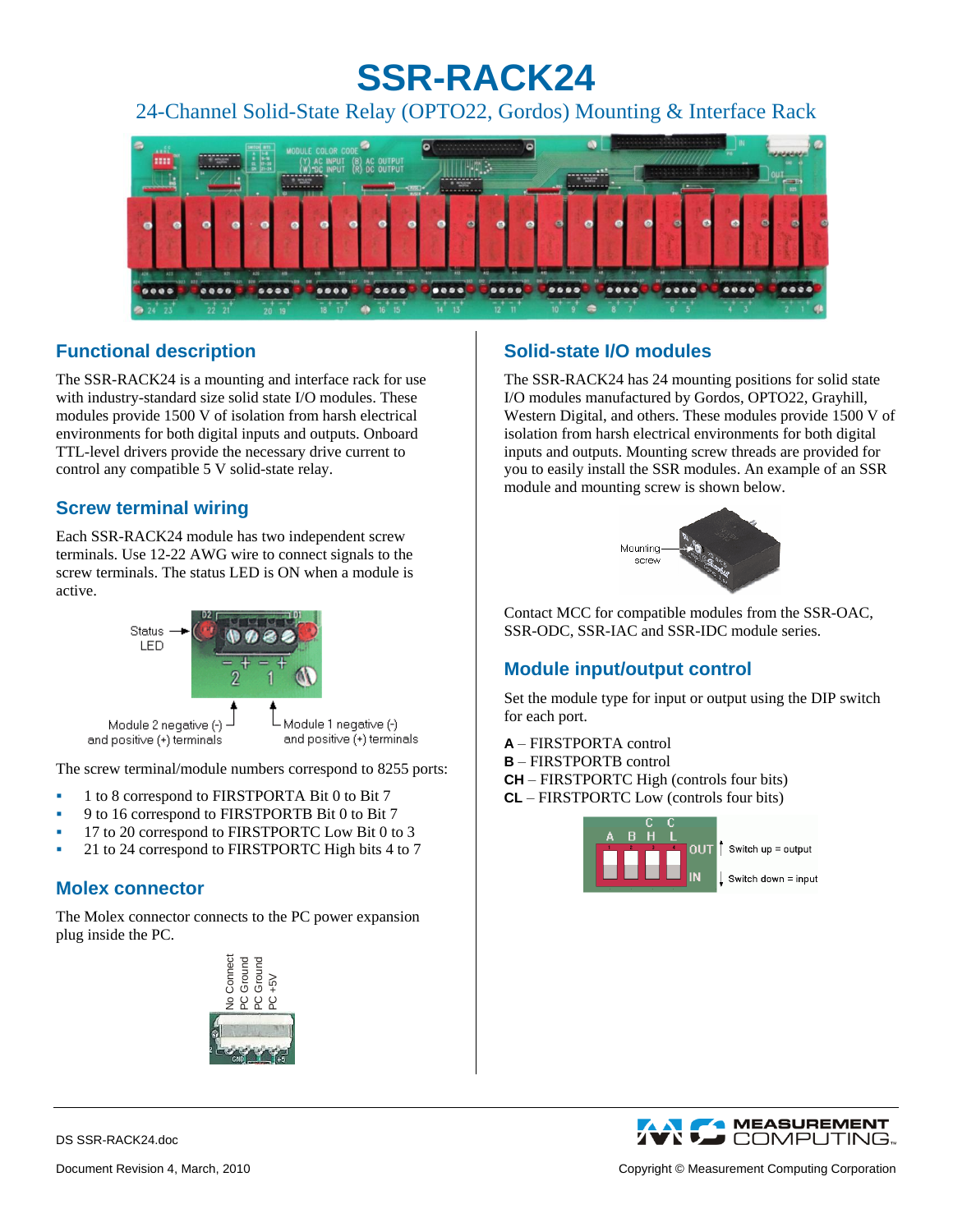# SSR-RACK24

24-Channel Solid-State Relay (OPTO22, Gordos) Mounting & Interface Rack

## Functional description

The SSR-RACK24 is a mounting and interface rack for use with industry-standard size solid state I/O modules. These modules provide 1500 V of isolation from harsh electrical environments for both digital inputs and outputs. Onboard TTL-level drivers provide the necessary drive current to control any compatible 5 V solid-state relay.

## Screw terminal wiring

Each SSR-RACK24 module has two independent screw terminals. Use 12-22 AWG wire to connect signals to the screw terminals. The status LED is ON when a module is active.

The screw terminal/module numbers correspond to 8255 ports:

- 1 to 8 correspond to FIRSTPORTA Bit 0 to Bit 7
- 9 to 16 correspond to FIRSTPORTB Bit 0 to Bit 7
- 17 to 20 correspond to FIRSTPORTC Low Bit 0 to 3
- 21 to 24 correspond to FIRSTPORTC High bits 4 to 7

## Molex connector

The Molex connector connects to the PC power expansion plug inside the PC.

## Solid-state I/O modules

The SSR-RACK24 has 24 mounting positions for solid state I/O modules manufactured by Gordos, OPTO22, Grayhill, Western Digital, and others. These modules provide 1500 V of isolation from harsh electrical environments for both digital inputs and outputs. Mounting screw threads are provided for you to easily install the SSR modules. An example of an SSR module and mounting screw is shown below.

Contact MCC for compatible modules from the SSR-OAC, SSR-ODC, SSR-IAC and SSR-IDC module series.

## Module input/output control

Set the module type for input or output using the DIP switch for each port.

**A** – FIRSTPORTA control
**B** – FIRSTPORTB control
**CH** – FIRSTPORTC High (controls four bits)
**CL** – FIRSTPORTC Low (controls four bits)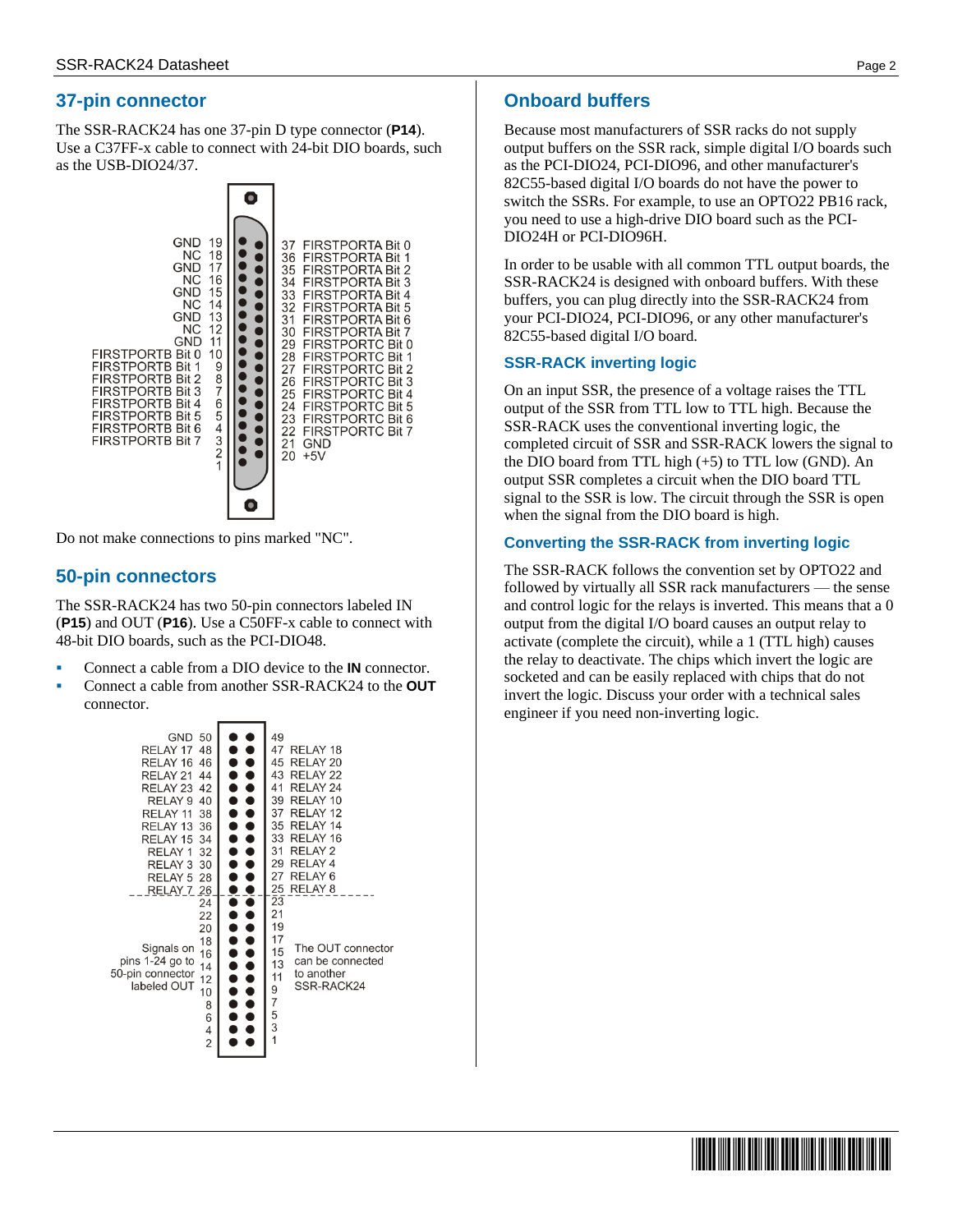## 37-pin connector

The SSR-RACK24 has one 37-pin D type connector (**P14**). Use a C37FF-x cable to connect with 24-bit DIO boards, such as the USB-DIO24/37.

GND 19
NC 18
GND 17
NC 16
GND 15
NC 14
GND 13
NC 12
GND 11
FIRSTPORTB Bit 0 10
FIRSTPORTB Bit 1 9
FIRSTPORTB Bit 2 8
FIRSTPORTB Bit 3 7
FIRSTPORTB Bit 4 6
FIRSTPORTB Bit 5 5
FIRSTPORTB Bit 6 4
FIRSTPORTB Bit 7 3
2
1

37 FIRSTPORTA Bit 0
36 FIRSTPORTA Bit 1
35 FIRSTPORTA Bit 2
34 FIRSTPORTA Bit 3
33 FIRSTPORTA Bit 4
32 FIRSTPORTA Bit 5
31 FIRSTPORTA Bit 6
30 FIRSTPORTA Bit 7
29 FIRSTPORTC Bit 0
28 FIRSTPORTC Bit 1
27 FIRSTPORTC Bit 2
26 FIRSTPORTC Bit 3
25 FIRSTPORTC Bit 4
24 FIRSTPORTC Bit 5
23 FIRSTPORTC Bit 6
22 FIRSTPORTC Bit 7
21 GND
20 +5V

Do not make connections to pins marked "NC".

## 50-pin connectors

The SSR-RACK24 has two 50-pin connectors labeled IN (**P15**) and OUT (**P16**). Use a C50FF-x cable to connect with 48-bit DIO boards, such as the PCI-DIO48.

- Connect a cable from a DIO device to the **IN** connector.
- Connect a cable from another SSR-RACK24 to the **OUT** connector.

GND 50
RELAY 17 48
RELAY 16 46
RELAY 21 44
RELAY 23 42
RELAY 9 40
RELAY 11 38
RELAY 13 36
RELAY 15 34
RELAY 1 32
RELAY 3 30
RELAY 5 28
RELAY 7 26
24
22
20
18
16
14
12
10
8
6
4
2

49
47 RELAY 18
45 RELAY 20
43 RELAY 22
41 RELAY 24
39 RELAY 10
37 RELAY 12
35 RELAY 14
33 RELAY 16
31 RELAY 2
29 RELAY 4
27 RELAY 6
25 RELAY 8
23
21
19
17
15
13
11
9
7
5
3
1

Signals on pins 1-24 go to 50-pin connector labeled OUT

The OUT connector can be connected to another SSR-RACK24

## Onboard buffers

Because most manufacturers of SSR racks do not supply output buffers on the SSR rack, simple digital I/O boards such as the PCI-DIO24, PCI-DIO96, and other manufacturer's 82C55-based digital I/O boards do not have the power to switch the SSRs. For example, to use an OPTO22 PB16 rack, you need to use a high-drive DIO board such as the PCI-DIO24H or PCI-DIO96H.

In order to be usable with all common TTL output boards, the SSR-RACK24 is designed with onboard buffers. With these buffers, you can plug directly into the SSR-RACK24 from your PCI-DIO24, PCI-DIO96, or any other manufacturer's 82C55-based digital I/O board.

### SSR-RACK inverting logic

On an input SSR, the presence of a voltage raises the TTL output of the SSR from TTL low to TTL high. Because the SSR-RACK uses the conventional inverting logic, the completed circuit of SSR and SSR-RACK lowers the signal to the DIO board from TTL high (+5) to TTL low (GND). An output SSR completes a circuit when the DIO board TTL signal to the SSR is low. The circuit through the SSR is open when the signal from the DIO board is high.

### Converting the SSR-RACK from inverting logic

The SSR-RACK follows the convention set by OPTO22 and followed by virtually all SSR rack manufacturers — the sense and control logic for the relays is inverted. This means that a 0 output from the digital I/O board causes an output relay to activate (complete the circuit), while a 1 (TTL high) causes the relay to deactivate. The chips which invert the logic are socketed and can be easily replaced with chips that do not invert the logic. Discuss your order with a technical sales engineer if you need non-inverting logic.